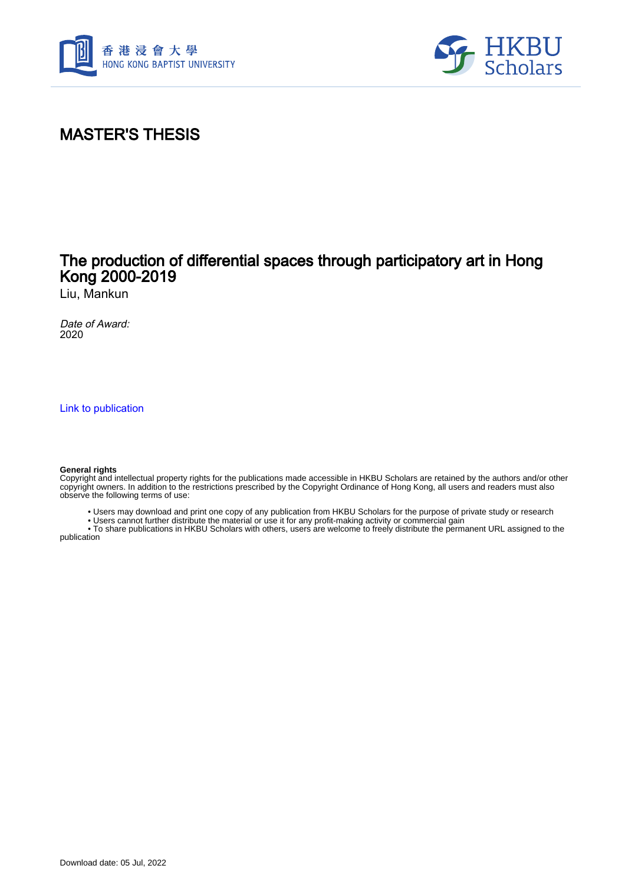# MASTER'S THESIS

## The production of differential spaces through participatory art in Hong Kong 2000-2019

Liu, Mankun

*Date of Award:*
2020

Link to publication

**General rights**
Copyright and intellectual property rights for the publications made accessible in HKBU Scholars are retained by the authors and/or other copyright owners. In addition to the restrictions prescribed by the Copyright Ordinance of Hong Kong, all users and readers must also observe the following terms of use:

- Users may download and print one copy of any publication from HKBU Scholars for the purpose of private study or research
- Users cannot further distribute the material or use it for any profit-making activity or commercial gain
- To share publications in HKBU Scholars with others, users are welcome to freely distribute the permanent URL assigned to the publication

Download date: 05 Jul, 2022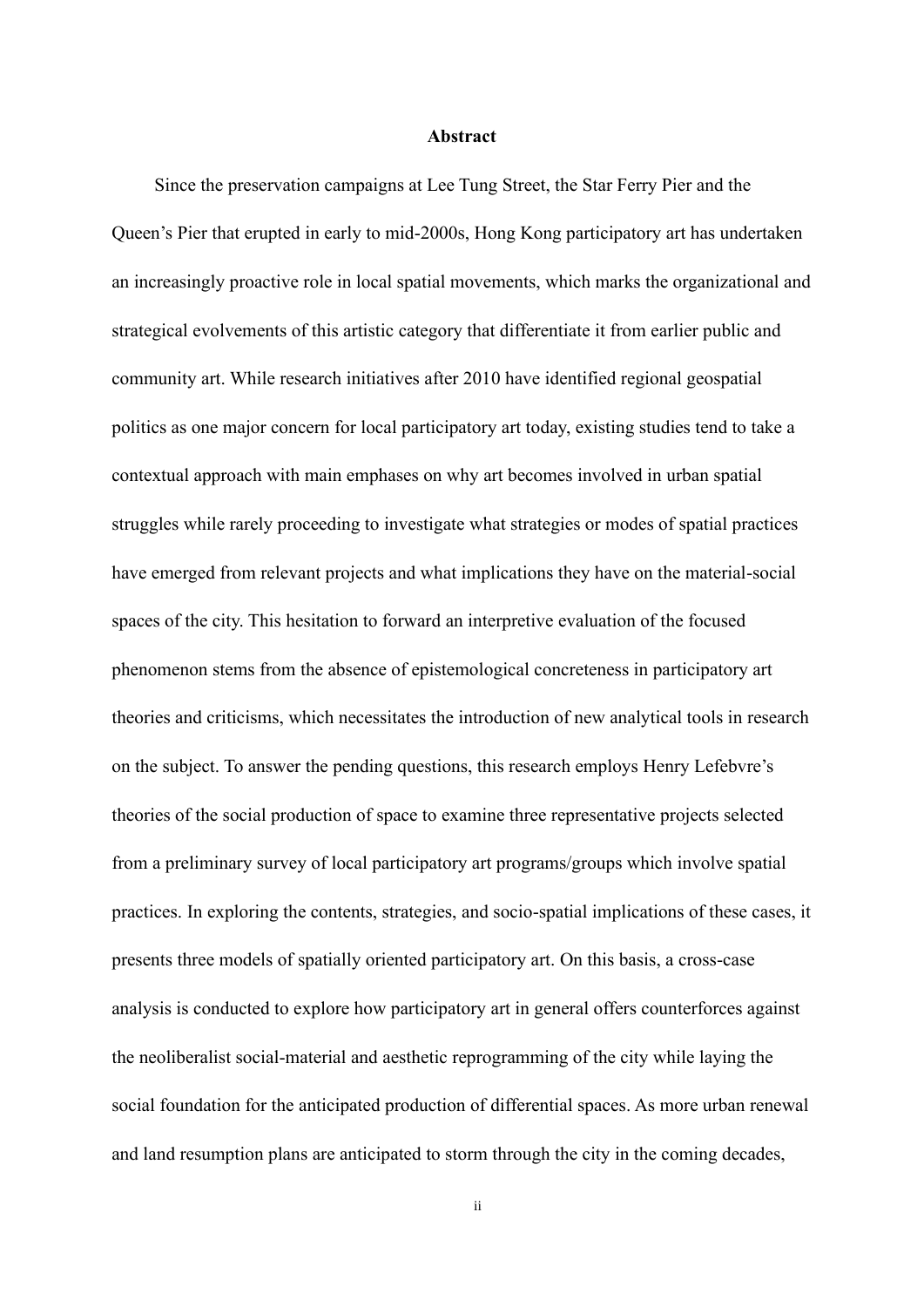## Abstract

Since the preservation campaigns at Lee Tung Street, the Star Ferry Pier and the Queen's Pier that erupted in early to mid-2000s, Hong Kong participatory art has undertaken an increasingly proactive role in local spatial movements, which marks the organizational and strategical evolvements of this artistic category that differentiate it from earlier public and community art. While research initiatives after 2010 have identified regional geospatial politics as one major concern for local participatory art today, existing studies tend to take a contextual approach with main emphases on why art becomes involved in urban spatial struggles while rarely proceeding to investigate what strategies or modes of spatial practices have emerged from relevant projects and what implications they have on the material-social spaces of the city. This hesitation to forward an interpretive evaluation of the focused phenomenon stems from the absence of epistemological concreteness in participatory art theories and criticisms, which necessitates the introduction of new analytical tools in research on the subject. To answer the pending questions, this research employs Henry Lefebvre's theories of the social production of space to examine three representative projects selected from a preliminary survey of local participatory art programs/groups which involve spatial practices. In exploring the contents, strategies, and socio-spatial implications of these cases, it presents three models of spatially oriented participatory art. On this basis, a cross-case analysis is conducted to explore how participatory art in general offers counterforces against the neoliberalist social-material and aesthetic reprogramming of the city while laying the social foundation for the anticipated production of differential spaces. As more urban renewal and land resumption plans are anticipated to storm through the city in the coming decades,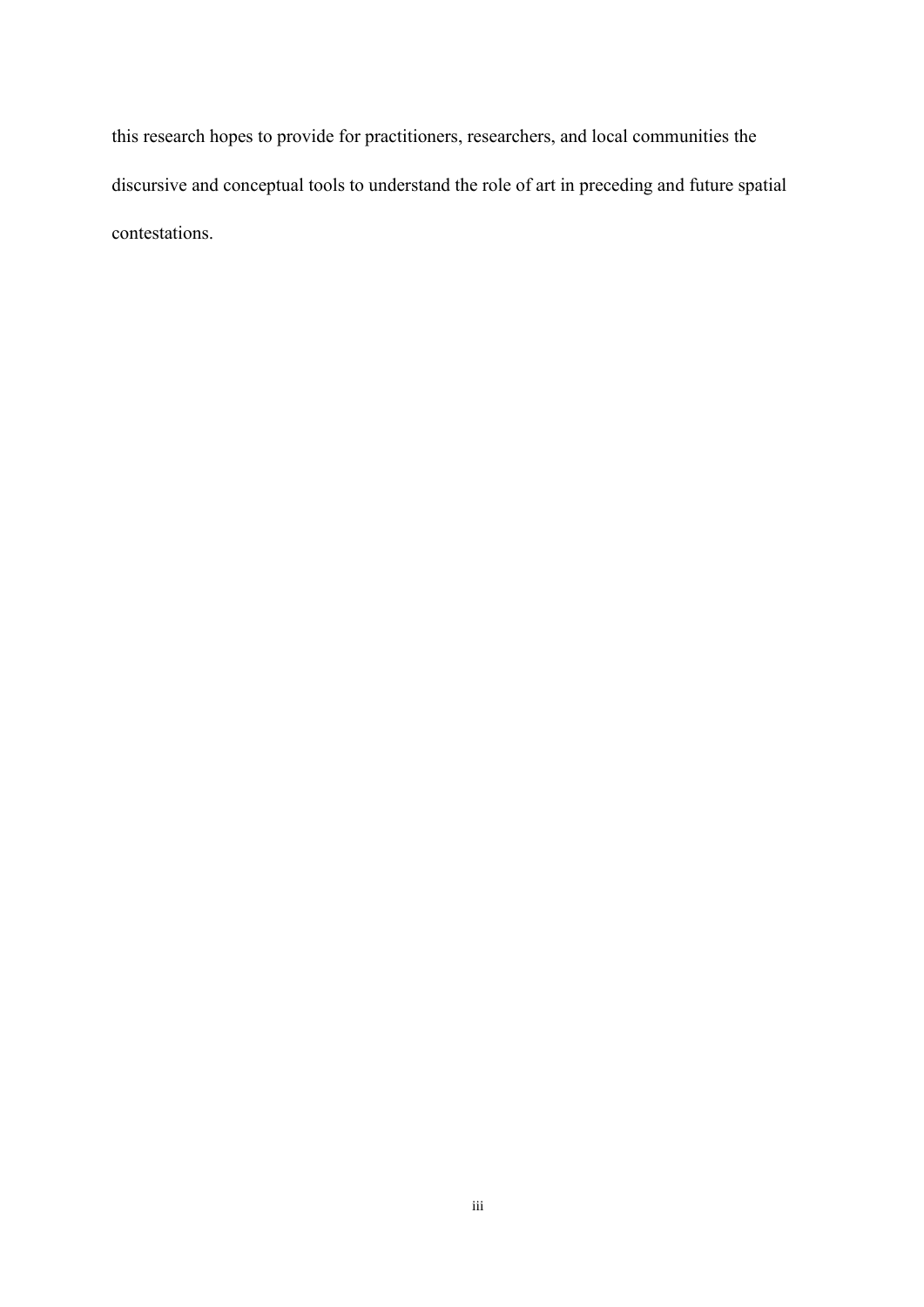this research hopes to provide for practitioners, researchers, and local communities the discursive and conceptual tools to understand the role of art in preceding and future spatial contestations.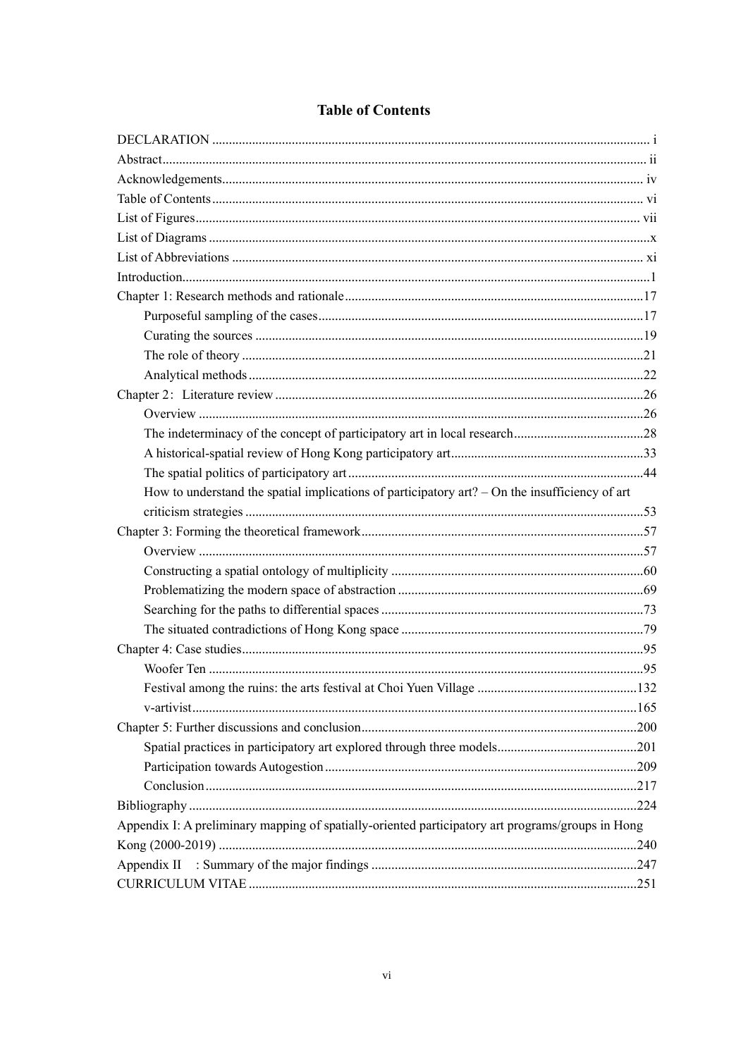# Table of Contents

DECLARATION ..... i
Abstract ..... ii
Acknowledgements ..... iv
Table of Contents ..... vi
List of Figures ..... vii
List of Diagrams ..... x
List of Abbreviations ..... xi
Introduction ..... 1
Chapter 1: Research methods and rationale ..... 17
- Purposeful sampling of the cases ..... 17
- Curating the sources ..... 19
- The role of theory ..... 21
- Analytical methods ..... 22

Chapter 2：Literature review ..... 26
- Overview ..... 26
- The indeterminacy of the concept of participatory art in local research ..... 28
- A historical-spatial review of Hong Kong participatory art ..... 33
- The spatial politics of participatory art ..... 44
- How to understand the spatial implications of participatory art? – On the insufficiency of art criticism strategies ..... 53

Chapter 3: Forming the theoretical framework ..... 57
- Overview ..... 57
- Constructing a spatial ontology of multiplicity ..... 60
- Problematizing the modern space of abstraction ..... 69
- Searching for the paths to differential spaces ..... 73
- The situated contradictions of Hong Kong space ..... 79

Chapter 4: Case studies ..... 95
- Woofer Ten ..... 95
- Festival among the ruins: the arts festival at Choi Yuen Village ..... 132
- v-artivist ..... 165

Chapter 5: Further discussions and conclusion ..... 200
- Spatial practices in participatory art explored through three models ..... 201
- Participation towards Autogestion ..... 209
- Conclusion ..... 217

Bibliography ..... 224
Appendix I: A preliminary mapping of spatially-oriented participatory art programs/groups in Hong Kong (2000-2019) ..... 240
Appendix II : Summary of the major findings ..... 247
CURRICULUM VITAE ..... 251